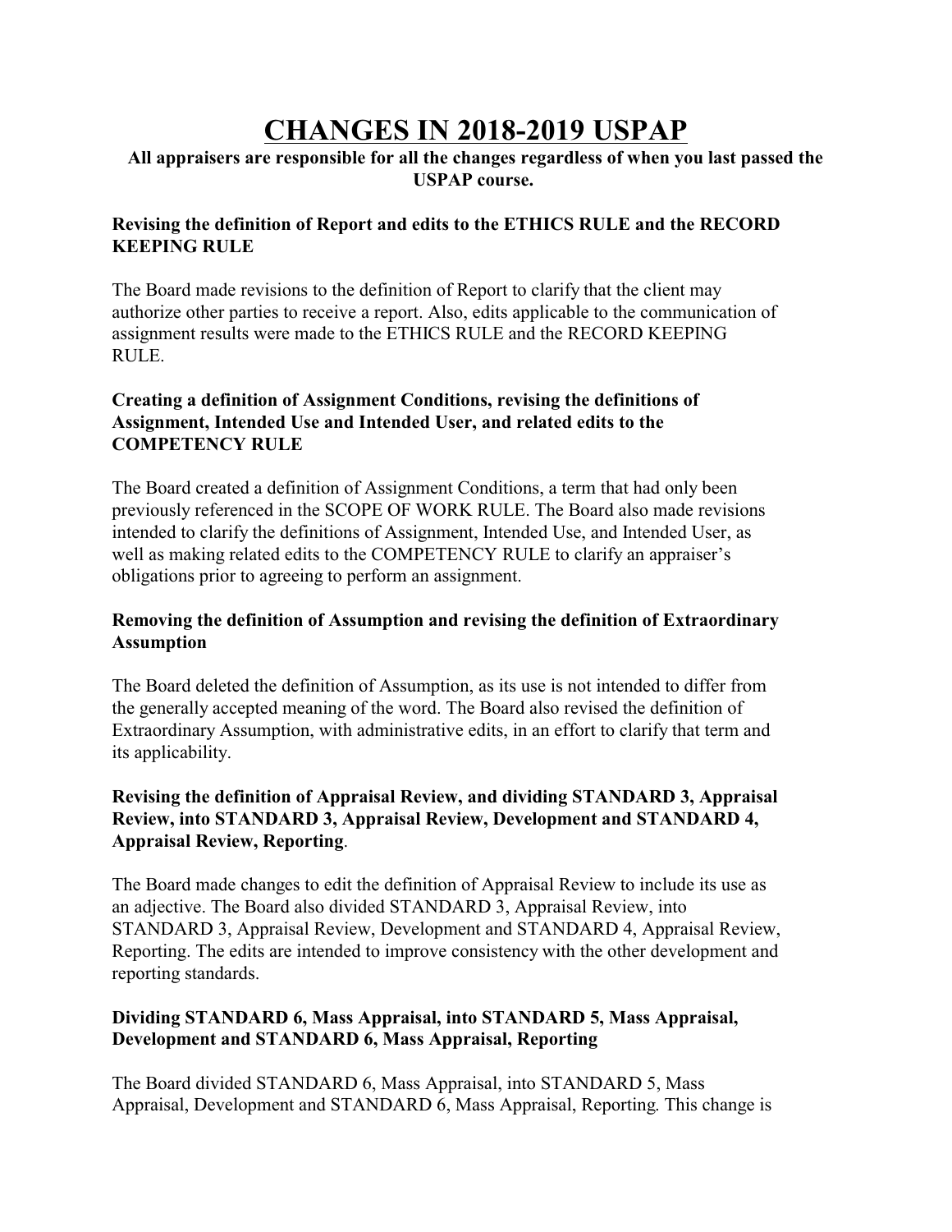# CHANGES IN 2018-2019 USPAP

**All appraisers are responsible for all the changes regardless of when you last passed the USPAP course.**

**Revising the definition of Report and edits to the ETHICS RULE and the RECORD KEEPING RULE**

The Board made revisions to the definition of Report to clarify that the client may authorize other parties to receive a report. Also, edits applicable to the communication of assignment results were made to the ETHICS RULE and the RECORD KEEPING RULE.

**Creating a definition of Assignment Conditions, revising the definitions of Assignment, Intended Use and Intended User, and related edits to the COMPETENCY RULE**

The Board created a definition of Assignment Conditions, a term that had only been previously referenced in the SCOPE OF WORK RULE. The Board also made revisions intended to clarify the definitions of Assignment, Intended Use, and Intended User, as well as making related edits to the COMPETENCY RULE to clarify an appraiser's obligations prior to agreeing to perform an assignment.

**Removing the definition of Assumption and revising the definition of Extraordinary Assumption**

The Board deleted the definition of Assumption, as its use is not intended to differ from the generally accepted meaning of the word. The Board also revised the definition of Extraordinary Assumption, with administrative edits, in an effort to clarify that term and its applicability.

**Revising the definition of Appraisal Review, and dividing STANDARD 3, Appraisal Review, into STANDARD 3, Appraisal Review, Development and STANDARD 4, Appraisal Review, Reporting**.

The Board made changes to edit the definition of Appraisal Review to include its use as an adjective. The Board also divided STANDARD 3, Appraisal Review, into STANDARD 3, Appraisal Review, Development and STANDARD 4, Appraisal Review, Reporting. The edits are intended to improve consistency with the other development and reporting standards.

**Dividing STANDARD 6, Mass Appraisal, into STANDARD 5, Mass Appraisal, Development and STANDARD 6, Mass Appraisal, Reporting**

The Board divided STANDARD 6, Mass Appraisal, into STANDARD 5, Mass Appraisal, Development and STANDARD 6, Mass Appraisal, Reporting. This change is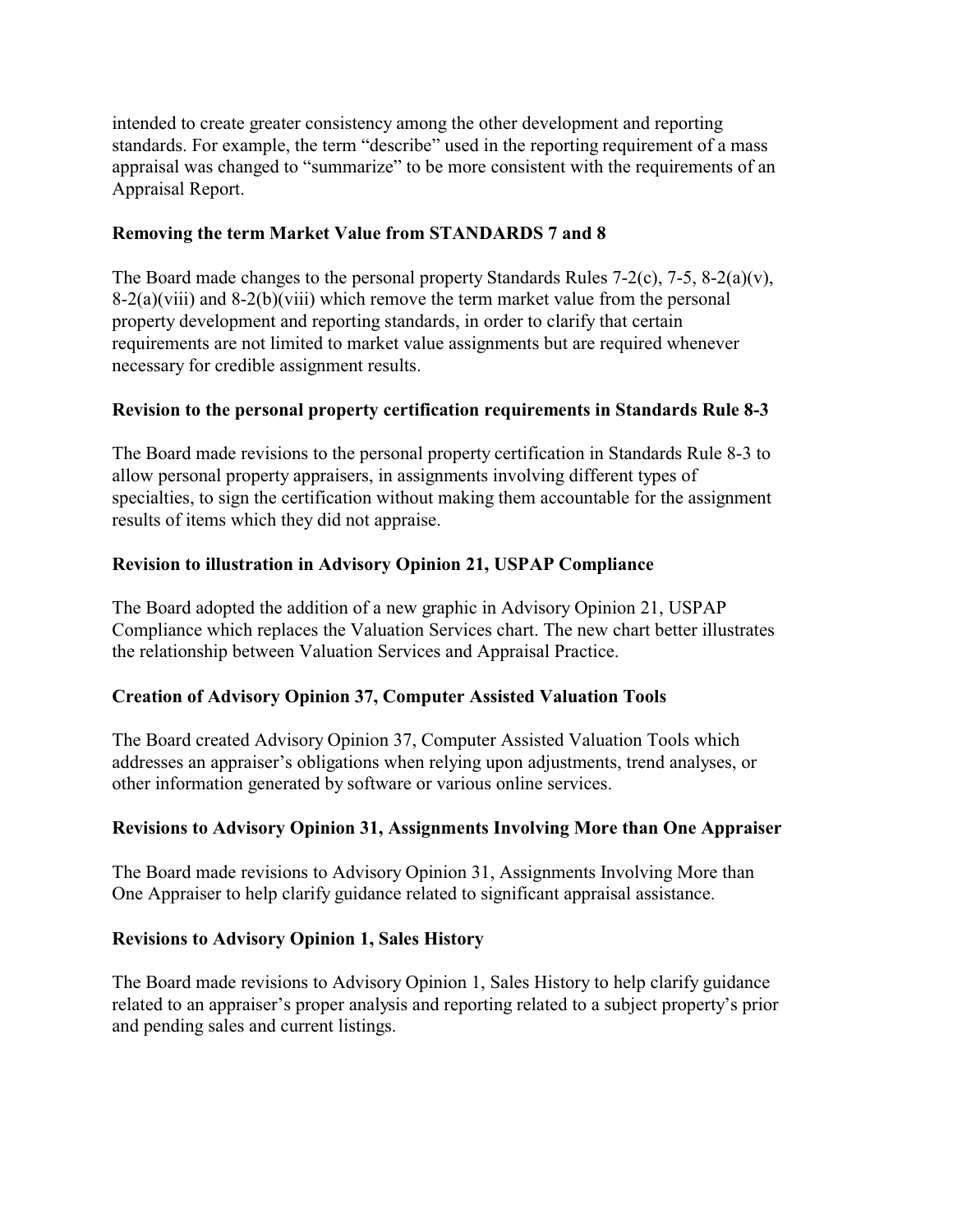intended to create greater consistency among the other development and reporting standards. For example, the term "describe" used in the reporting requirement of a mass appraisal was changed to "summarize" to be more consistent with the requirements of an Appraisal Report.

**Removing the term Market Value from STANDARDS 7 and 8**

The Board made changes to the personal property Standards Rules 7-2(c), 7-5, 8-2(a)(v), 8-2(a)(viii) and 8-2(b)(viii) which remove the term market value from the personal property development and reporting standards, in order to clarify that certain requirements are not limited to market value assignments but are required whenever necessary for credible assignment results.

**Revision to the personal property certification requirements in Standards Rule 8-3**

The Board made revisions to the personal property certification in Standards Rule 8-3 to allow personal property appraisers, in assignments involving different types of specialties, to sign the certification without making them accountable for the assignment results of items which they did not appraise.

**Revision to illustration in Advisory Opinion 21, USPAP Compliance**

The Board adopted the addition of a new graphic in Advisory Opinion 21, USPAP Compliance which replaces the Valuation Services chart. The new chart better illustrates the relationship between Valuation Services and Appraisal Practice.

**Creation of Advisory Opinion 37, Computer Assisted Valuation Tools**

The Board created Advisory Opinion 37, Computer Assisted Valuation Tools which addresses an appraiser's obligations when relying upon adjustments, trend analyses, or other information generated by software or various online services.

**Revisions to Advisory Opinion 31, Assignments Involving More than One Appraiser**

The Board made revisions to Advisory Opinion 31, Assignments Involving More than One Appraiser to help clarify guidance related to significant appraisal assistance.

**Revisions to Advisory Opinion 1, Sales History**

The Board made revisions to Advisory Opinion 1, Sales History to help clarify guidance related to an appraiser's proper analysis and reporting related to a subject property's prior and pending sales and current listings.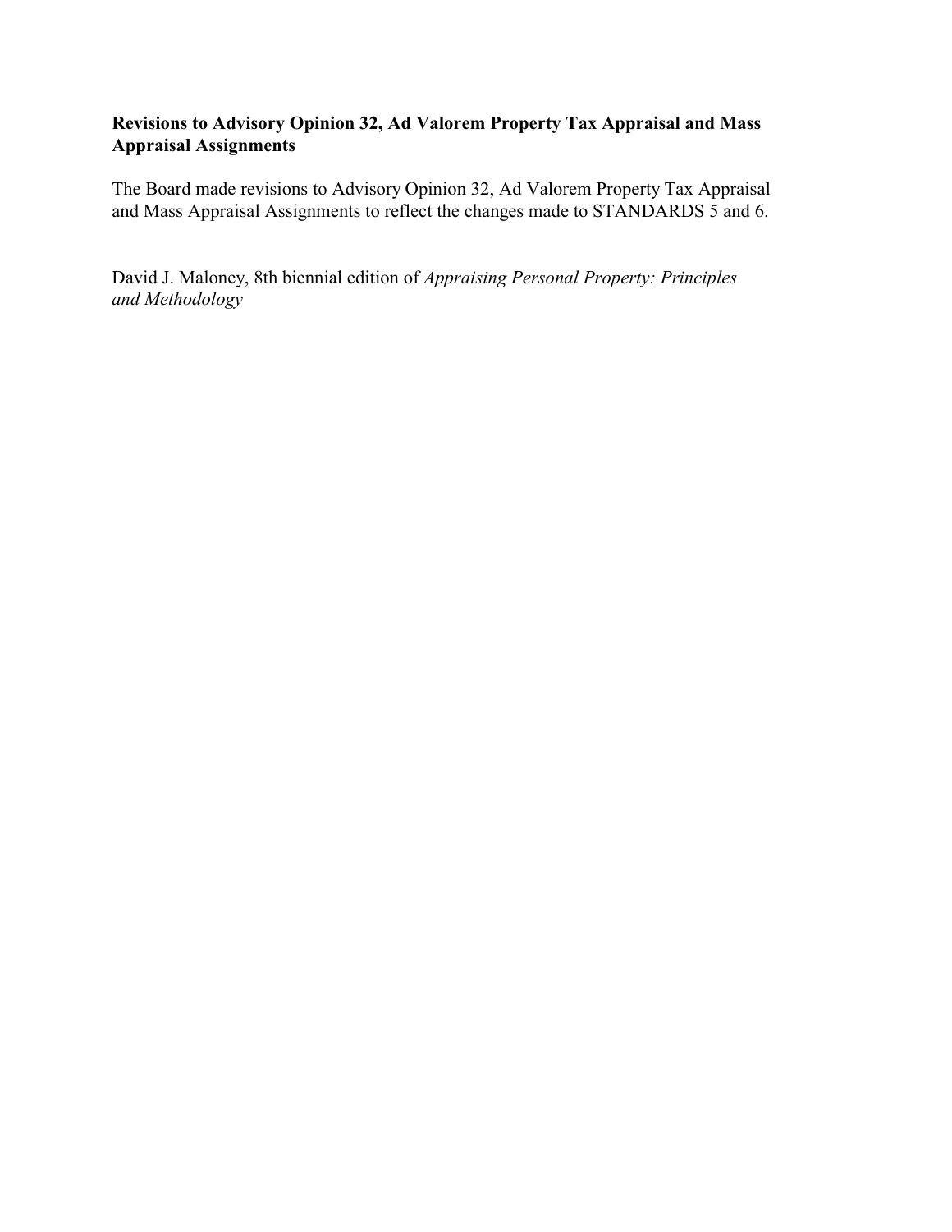**Revisions to Advisory Opinion 32, Ad Valorem Property Tax Appraisal and Mass Appraisal Assignments**

The Board made revisions to Advisory Opinion 32, Ad Valorem Property Tax Appraisal and Mass Appraisal Assignments to reflect the changes made to STANDARDS 5 and 6.

David J. Maloney, 8th biennial edition of *Appraising Personal Property: Principles and Methodology*